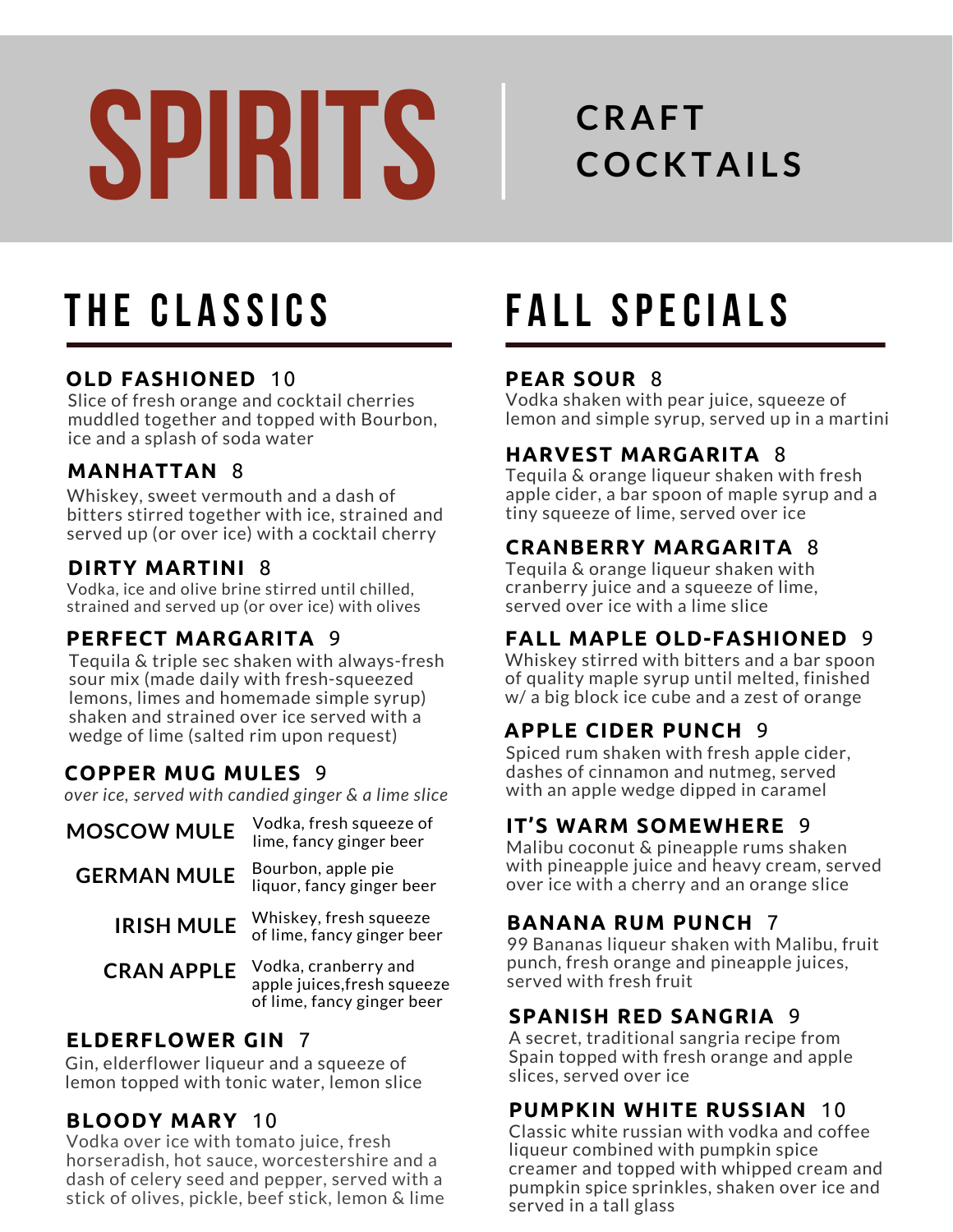# SPIRITS

## CRAFT COCKTAILS

## THE CLASSICS

### OLD FASHIONED 10
Slice of fresh orange and cocktail cherries muddled together and topped with Bourbon, ice and a splash of soda water

### MANHATTAN 8
Whiskey, sweet vermouth and a dash of bitters stirred together with ice, strained and served up (or over ice) with a cocktail cherry

### DIRTY MARTINI 8
Vodka, ice and olive brine stirred until chilled, strained and served up (or over ice) with olives

### PERFECT MARGARITA 9
Tequila & triple sec shaken with always-fresh sour mix (made daily with fresh-squeezed lemons, limes and homemade simple syrup) shaken and strained over ice served with a wedge of lime (salted rim upon request)

### COPPER MUG MULES 9
*over ice, served with candied ginger & a lime slice*

**MOSCOW MULE** Vodka, fresh squeeze of lime, fancy ginger beer

**GERMAN MULE** Bourbon, apple pie liquor, fancy ginger beer

**IRISH MULE** Whiskey, fresh squeeze of lime, fancy ginger beer

**CRAN APPLE** Vodka, cranberry and apple juices,fresh squeeze of lime, fancy ginger beer

### ELDERFLOWER GIN 7
Gin, elderflower liqueur and a squeeze of lemon topped with tonic water, lemon slice

### BLOODY MARY 10
Vodka over ice with tomato juice, fresh horseradish, hot sauce, worcestershire and a dash of celery seed and pepper, served with a stick of olives, pickle, beef stick, lemon & lime

## FALL SPECIALS

### PEAR SOUR 8
Vodka shaken with pear juice, squeeze of lemon and simple syrup, served up in a martini

### HARVEST MARGARITA 8
Tequila & orange liqueur shaken with fresh apple cider, a bar spoon of maple syrup and a tiny squeeze of lime, served over ice

### CRANBERRY MARGARITA 8
Tequila & orange liqueur shaken with cranberry juice and a squeeze of lime, served over ice with a lime slice

### FALL MAPLE OLD-FASHIONED 9
Whiskey stirred with bitters and a bar spoon of quality maple syrup until melted, finished w/ a big block ice cube and a zest of orange

### APPLE CIDER PUNCH 9
Spiced rum shaken with fresh apple cider, dashes of cinnamon and nutmeg, served with an apple wedge dipped in caramel

### IT'S WARM SOMEWHERE 9
Malibu coconut & pineapple rums shaken with pineapple juice and heavy cream, served over ice with a cherry and an orange slice

### BANANA RUM PUNCH 7
99 Bananas liqueur shaken with Malibu, fruit punch, fresh orange and pineapple juices, served with fresh fruit

### SPANISH RED SANGRIA 9
A secret, traditional sangria recipe from Spain topped with fresh orange and apple slices, served over ice

### PUMPKIN WHITE RUSSIAN 10
Classic white russian with vodka and coffee liqueur combined with pumpkin spice creamer and topped with whipped cream and pumpkin spice sprinkles, shaken over ice and served in a tall glass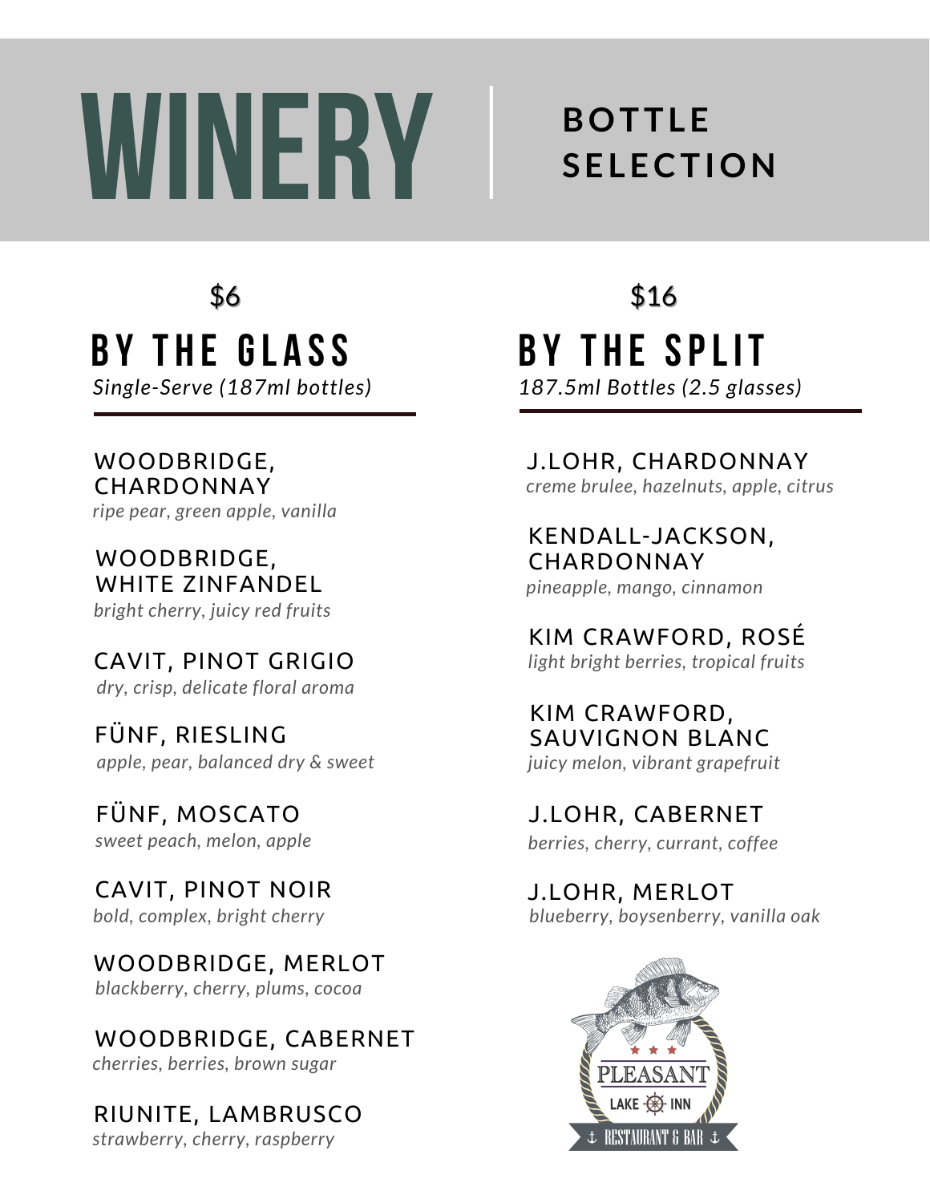# WINERY

## BOTTLE SELECTION

$6

## BY THE GLASS

*Single-Serve (187ml bottles)*

WOODBRIDGE, CHARDONNAY
*ripe pear, green apple, vanilla*

WOODBRIDGE, WHITE ZINFANDEL
*bright cherry, juicy red fruits*

CAVIT, PINOT GRIGIO
*dry, crisp, delicate floral aroma*

FÜNF, RIESLING
*apple, pear, balanced dry & sweet*

FÜNF, MOSCATO
*sweet peach, melon, apple*

CAVIT, PINOT NOIR
*bold, complex, bright cherry*

WOODBRIDGE, MERLOT
*blackberry, cherry, plums, cocoa*

WOODBRIDGE, CABERNET
*cherries, berries, brown sugar*

RIUNITE, LAMBRUSCO
*strawberry, cherry, raspberry*

$16

## BY THE SPLIT

*187.5ml Bottles (2.5 glasses)*

J.LOHR, CHARDONNAY
*creme brulee, hazelnuts, apple, citrus*

KENDALL-JACKSON, CHARDONNAY
*pineapple, mango, cinnamon*

KIM CRAWFORD, ROSÉ
*light bright berries, tropical fruits*

KIM CRAWFORD, SAUVIGNON BLANC
*juicy melon, vibrant grapefruit*

J.LOHR, CABERNET
*berries, cherry, currant, coffee*

J.LOHR, MERLOT
*blueberry, boysenberry, vanilla oak*

PLEASANT LAKE INN
RESTAURANT & BAR